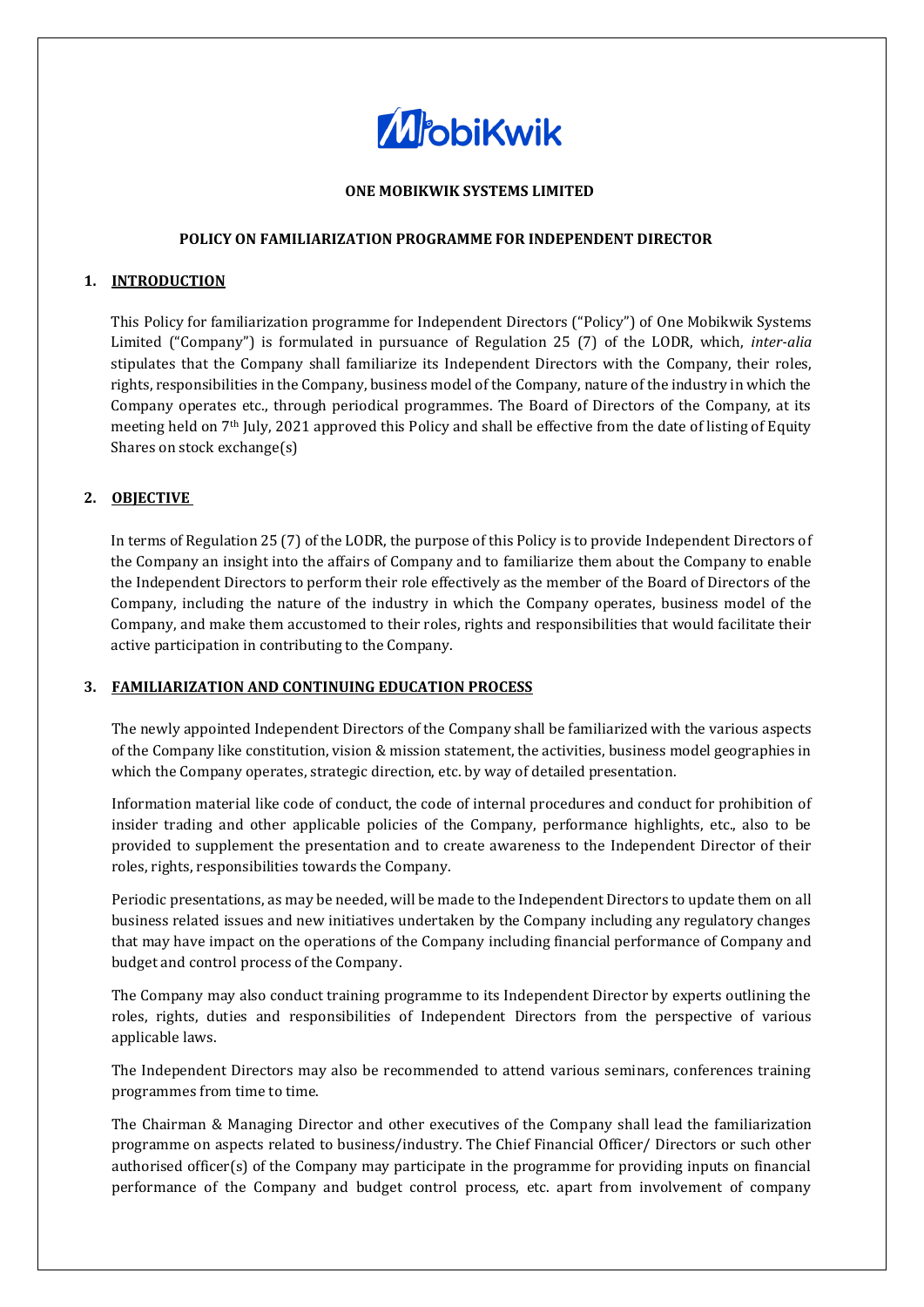**ONE MOBIKWIK SYSTEMS LIMITED**

**POLICY ON FAMILIARIZATION PROGRAMME FOR INDEPENDENT DIRECTOR**

## 1. INTRODUCTION

This Policy for familiarization programme for Independent Directors ("Policy") of One Mobikwik Systems Limited ("Company") is formulated in pursuance of Regulation 25 (7) of the LODR, which, *inter-alia* stipulates that the Company shall familiarize its Independent Directors with the Company, their roles, rights, responsibilities in the Company, business model of the Company, nature of the industry in which the Company operates etc., through periodical programmes. The Board of Directors of the Company, at its meeting held on 7th July, 2021 approved this Policy and shall be effective from the date of listing of Equity Shares on stock exchange(s)

## 2. OBJECTIVE

In terms of Regulation 25 (7) of the LODR, the purpose of this Policy is to provide Independent Directors of the Company an insight into the affairs of Company and to familiarize them about the Company to enable the Independent Directors to perform their role effectively as the member of the Board of Directors of the Company, including the nature of the industry in which the Company operates, business model of the Company, and make them accustomed to their roles, rights and responsibilities that would facilitate their active participation in contributing to the Company.

## 3. FAMILIARIZATION AND CONTINUING EDUCATION PROCESS

The newly appointed Independent Directors of the Company shall be familiarized with the various aspects of the Company like constitution, vision & mission statement, the activities, business model geographies in which the Company operates, strategic direction, etc. by way of detailed presentation.

Information material like code of conduct, the code of internal procedures and conduct for prohibition of insider trading and other applicable policies of the Company, performance highlights, etc., also to be provided to supplement the presentation and to create awareness to the Independent Director of their roles, rights, responsibilities towards the Company.

Periodic presentations, as may be needed, will be made to the Independent Directors to update them on all business related issues and new initiatives undertaken by the Company including any regulatory changes that may have impact on the operations of the Company including financial performance of Company and budget and control process of the Company.

The Company may also conduct training programme to its Independent Director by experts outlining the roles, rights, duties and responsibilities of Independent Directors from the perspective of various applicable laws.

The Independent Directors may also be recommended to attend various seminars, conferences training programmes from time to time.

The Chairman & Managing Director and other executives of the Company shall lead the familiarization programme on aspects related to business/industry. The Chief Financial Officer/ Directors or such other authorised officer(s) of the Company may participate in the programme for providing inputs on financial performance of the Company and budget control process, etc. apart from involvement of company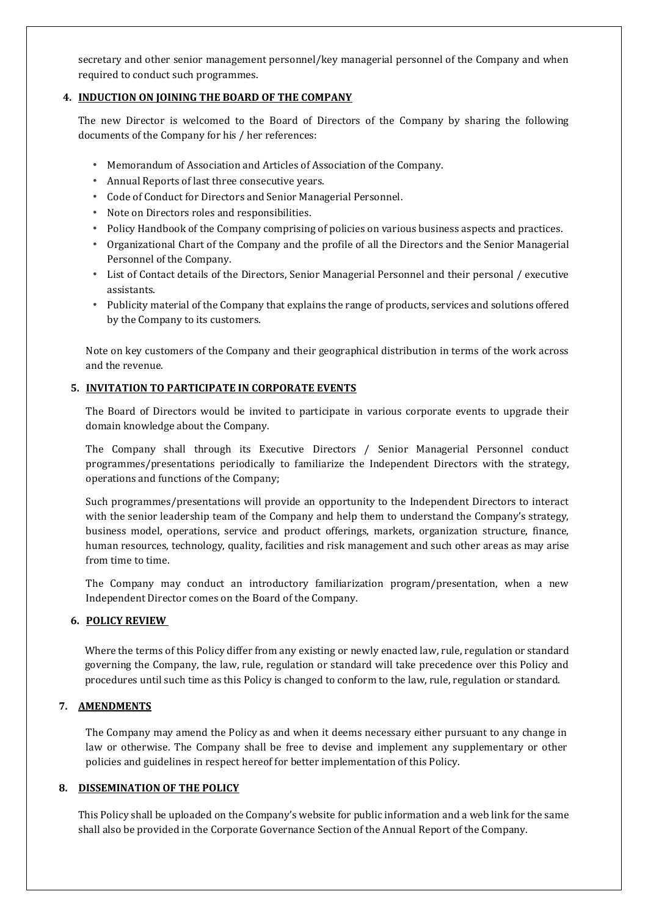secretary and other senior management personnel/key managerial personnel of the Company and when required to conduct such programmes.

## 4. INDUCTION ON JOINING THE BOARD OF THE COMPANY

The new Director is welcomed to the Board of Directors of the Company by sharing the following documents of the Company for his / her references:

- Memorandum of Association and Articles of Association of the Company.
- Annual Reports of last three consecutive years.
- Code of Conduct for Directors and Senior Managerial Personnel.
- Note on Directors roles and responsibilities.
- Policy Handbook of the Company comprising of policies on various business aspects and practices.
- Organizational Chart of the Company and the profile of all the Directors and the Senior Managerial Personnel of the Company.
- List of Contact details of the Directors, Senior Managerial Personnel and their personal / executive assistants.
- Publicity material of the Company that explains the range of products, services and solutions offered by the Company to its customers.

Note on key customers of the Company and their geographical distribution in terms of the work across and the revenue.

## 5. INVITATION TO PARTICIPATE IN CORPORATE EVENTS

The Board of Directors would be invited to participate in various corporate events to upgrade their domain knowledge about the Company.

The Company shall through its Executive Directors / Senior Managerial Personnel conduct programmes/presentations periodically to familiarize the Independent Directors with the strategy, operations and functions of the Company;

Such programmes/presentations will provide an opportunity to the Independent Directors to interact with the senior leadership team of the Company and help them to understand the Company's strategy, business model, operations, service and product offerings, markets, organization structure, finance, human resources, technology, quality, facilities and risk management and such other areas as may arise from time to time.

The Company may conduct an introductory familiarization program/presentation, when a new Independent Director comes on the Board of the Company.

## 6. POLICY REVIEW

Where the terms of this Policy differ from any existing or newly enacted law, rule, regulation or standard governing the Company, the law, rule, regulation or standard will take precedence over this Policy and procedures until such time as this Policy is changed to conform to the law, rule, regulation or standard.

## 7. AMENDMENTS

The Company may amend the Policy as and when it deems necessary either pursuant to any change in law or otherwise. The Company shall be free to devise and implement any supplementary or other policies and guidelines in respect hereof for better implementation of this Policy.

## 8. DISSEMINATION OF THE POLICY

This Policy shall be uploaded on the Company's website for public information and a web link for the same shall also be provided in the Corporate Governance Section of the Annual Report of the Company.